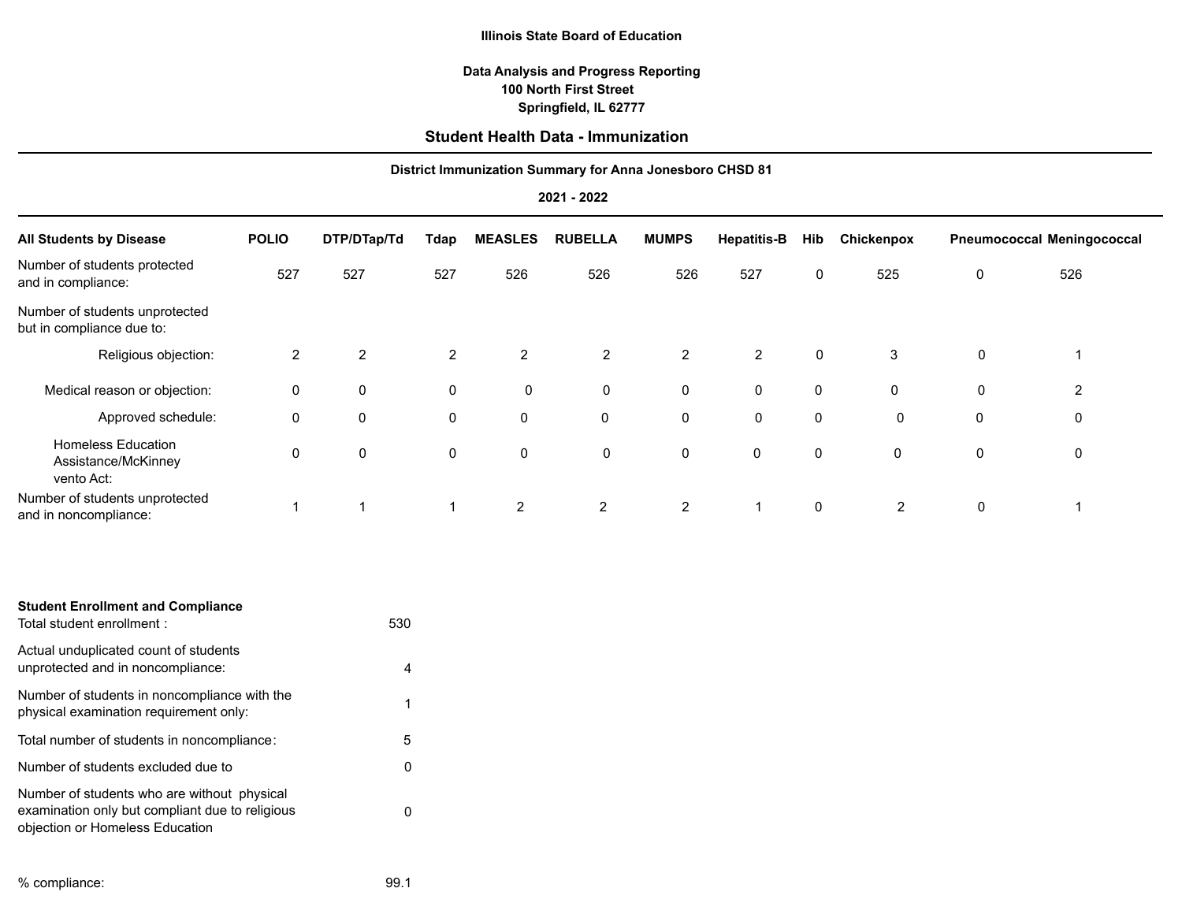**Illinois State Board of Education**

**Data Analysis and Progress Reporting**
**100 North First Street**
**Springfield, IL 62777**

## Student Health Data - Immunization

**District Immunization Summary for Anna Jonesboro CHSD 81**

**2021 - 2022**

| All Students by Disease | POLIO | DTP/DTap/Td | Tdap | MEASLES | RUBELLA | MUMPS | Hepatitis-B | Hib | Chickenpox | Pneumococcal | Meningococcal |
|---|---|---|---|---|---|---|---|---|---|---|---|
| Number of students protected and in compliance: | 527 | 527 | 527 | 526 | 526 | 526 | 527 | 0 | 525 | 0 | 526 |
| Number of students unprotected but in compliance due to: | | | | | | | | | | | |
| Religious objection: | 2 | 2 | 2 | 2 | 2 | 2 | 2 | 0 | 3 | 0 | 1 |
| Medical reason or objection: | 0 | 0 | 0 | 0 | 0 | 0 | 0 | 0 | 0 | 0 | 2 |
| Approved schedule: | 0 | 0 | 0 | 0 | 0 | 0 | 0 | 0 | 0 | 0 | 0 |
| Homeless Education Assistance/McKinney vento Act: | 0 | 0 | 0 | 0 | 0 | 0 | 0 | 0 | 0 | 0 | 0 |
| Number of students unprotected and in noncompliance: | 1 | 1 | 1 | 2 | 2 | 2 | 1 | 0 | 2 | 0 | 1 |

**Student Enrollment and Compliance**

| | |
|---|---|
| Total student enrollment : | 530 |
| Actual unduplicated count of students unprotected and in noncompliance: | 4 |
| Number of students in noncompliance with the physical examination requirement only: | 1 |
| Total number of students in noncompliance: | 5 |
| Number of students excluded due to | 0 |
| Number of students who are without physical examination only but compliant due to religious objection or Homeless Education | 0 |

% compliance: 99.1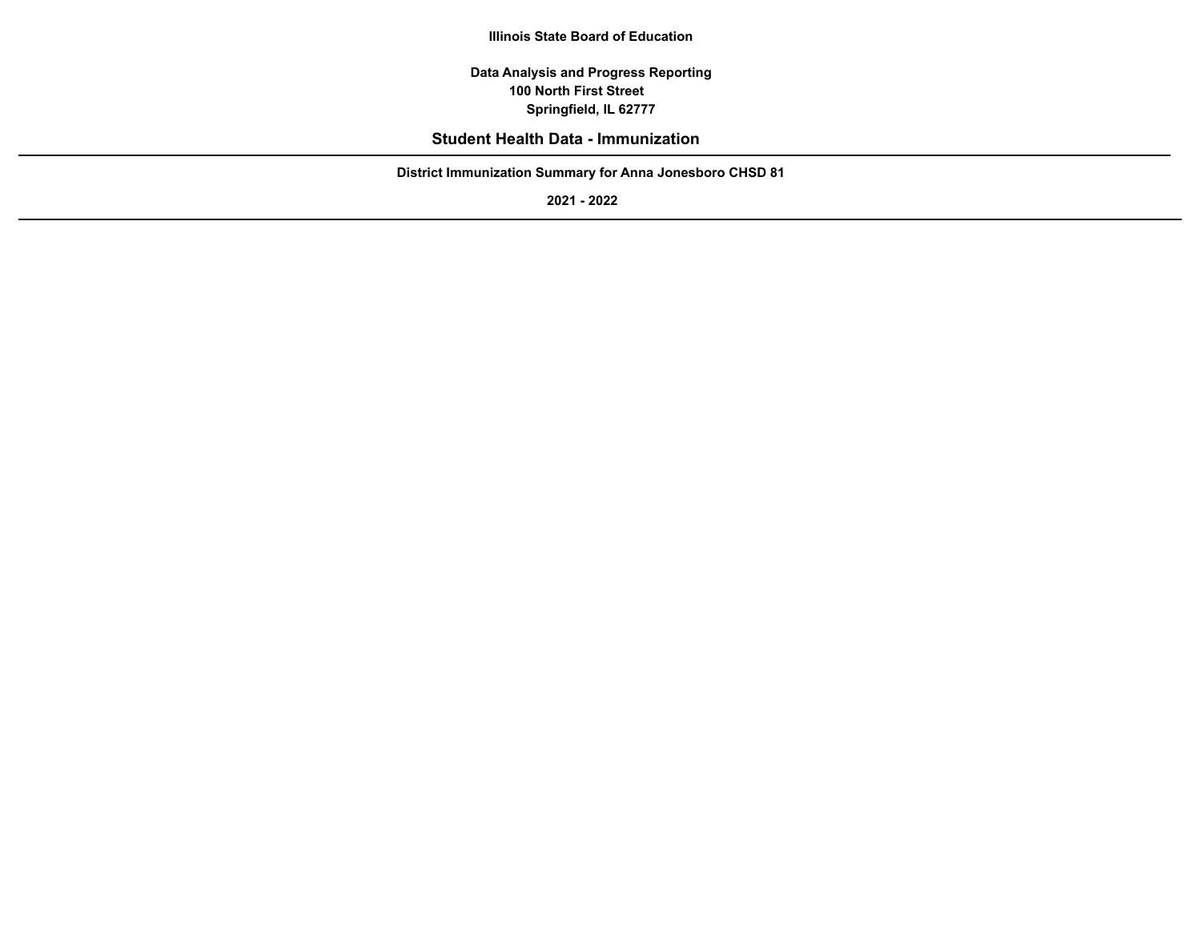**Illinois State Board of Education**

**Data Analysis and Progress Reporting**
**100 North First Street**
**Springfield, IL 62777**

## Student Health Data - Immunization

---

**District Immunization Summary for Anna Jonesboro CHSD 81**

**2021 - 2022**

---